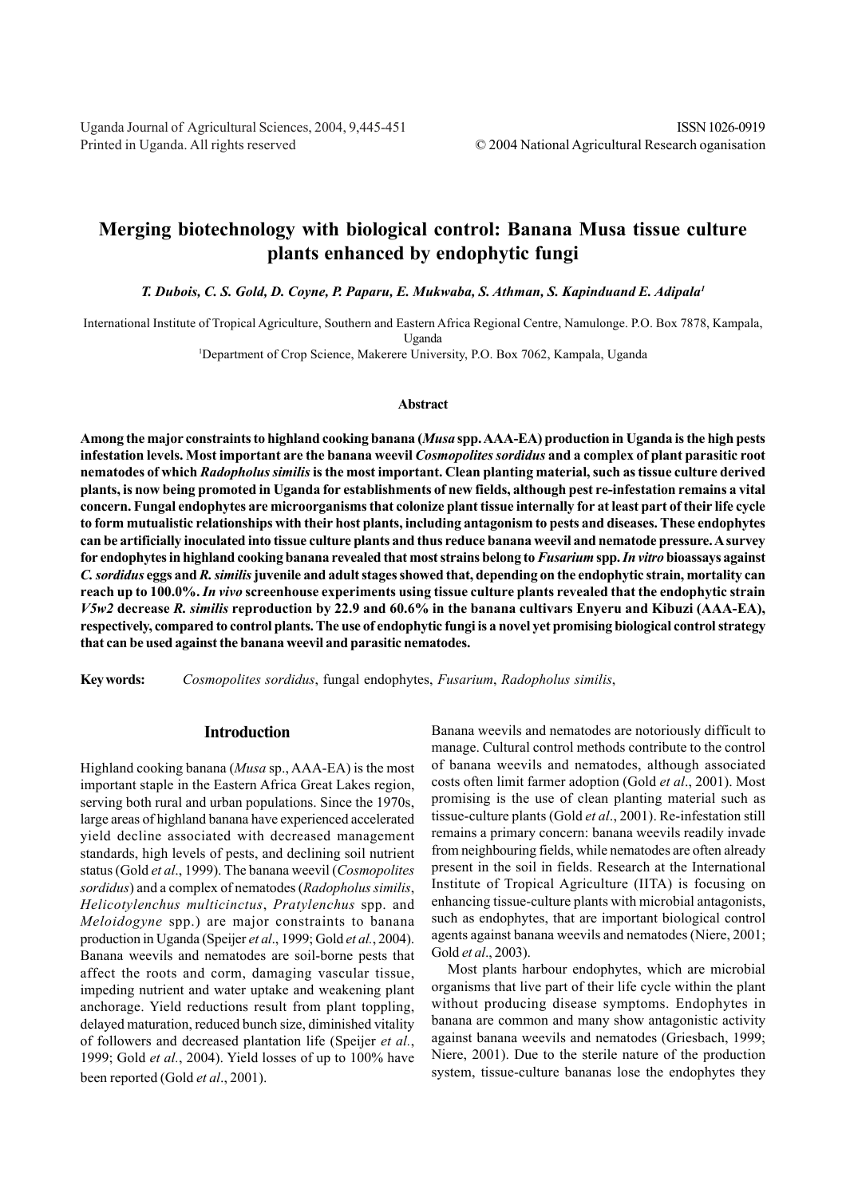# Merging biotechnology with biological control: Banana Musa tissue culture plants enhanced by endophytic fungi

*T. Dubois, C. S. Gold, D. Coyne, P. Paparu, E. Mukwaba, S. Athman, S. Kapinduand E. Adipala[1]*

International Institute of Tropical Agriculture, Southern and Eastern Africa Regional Centre, Namulonge. P.O. Box 7878, Kampala, Uganda

[1]Department of Crop Science, Makerere University, P.O. Box 7062, Kampala, Uganda

### Abstract

**Among the major constraints to highland cooking banana (*Musa* spp. AAA-EA) production in Uganda is the high pests infestation levels. Most important are the banana weevil *Cosmopolites sordidus* and a complex of plant parasitic root nematodes of which *Radopholus similis* is the most important. Clean planting material, such as tissue culture derived plants, is now being promoted in Uganda for establishments of new fields, although pest re-infestation remains a vital concern. Fungal endophytes are microorganisms that colonize plant tissue internally for at least part of their life cycle to form mutualistic relationships with their host plants, including antagonism to pests and diseases. These endophytes can be artificially inoculated into tissue culture plants and thus reduce banana weevil and nematode pressure. A survey for endophytes in highland cooking banana revealed that most strains belong to *Fusarium* spp. *In vitro* bioassays against *C. sordidus* eggs and *R. similis* juvenile and adult stages showed that, depending on the endophytic strain, mortality can reach up to 100.0%. *In vivo* screenhouse experiments using tissue culture plants revealed that the endophytic strain *V5w2* decrease *R. similis* reproduction by 22.9 and 60.6% in the banana cultivars Enyeru and Kibuzi (AAA-EA), respectively, compared to control plants. The use of endophytic fungi is a novel yet promising biological control strategy that can be used against the banana weevil and parasitic nematodes.**

**Key words:** *Cosmopolites sordidus*, fungal endophytes, *Fusarium*, *Radopholus similis*,

## Introduction

Highland cooking banana (*Musa* sp., AAA-EA) is the most important staple in the Eastern Africa Great Lakes region, serving both rural and urban populations. Since the 1970s, large areas of highland banana have experienced accelerated yield decline associated with decreased management standards, high levels of pests, and declining soil nutrient status (Gold *et al*., 1999). The banana weevil (*Cosmopolites sordidus*) and a complex of nematodes (*Radopholus similis*, *Helicotylenchus multicinctus*, *Pratylenchus* spp. and *Meloidogyne* spp.) are major constraints to banana production in Uganda (Speijer *et al*., 1999; Gold *et al.*, 2004). Banana weevils and nematodes are soil-borne pests that affect the roots and corm, damaging vascular tissue, impeding nutrient and water uptake and weakening plant anchorage. Yield reductions result from plant toppling, delayed maturation, reduced bunch size, diminished vitality of followers and decreased plantation life (Speijer *et al.*, 1999; Gold *et al.*, 2004). Yield losses of up to 100% have been reported (Gold *et al*., 2001).

Banana weevils and nematodes are notoriously difficult to manage. Cultural control methods contribute to the control of banana weevils and nematodes, although associated costs often limit farmer adoption (Gold *et al*., 2001). Most promising is the use of clean planting material such as tissue-culture plants (Gold *et al*., 2001). Re-infestation still remains a primary concern: banana weevils readily invade from neighbouring fields, while nematodes are often already present in the soil in fields. Research at the International Institute of Tropical Agriculture (IITA) is focusing on enhancing tissue-culture plants with microbial antagonists, such as endophytes, that are important biological control agents against banana weevils and nematodes (Niere, 2001; Gold *et al*., 2003).

Most plants harbour endophytes, which are microbial organisms that live part of their life cycle within the plant without producing disease symptoms. Endophytes in banana are common and many show antagonistic activity against banana weevils and nematodes (Griesbach, 1999; Niere, 2001). Due to the sterile nature of the production system, tissue-culture bananas lose the endophytes they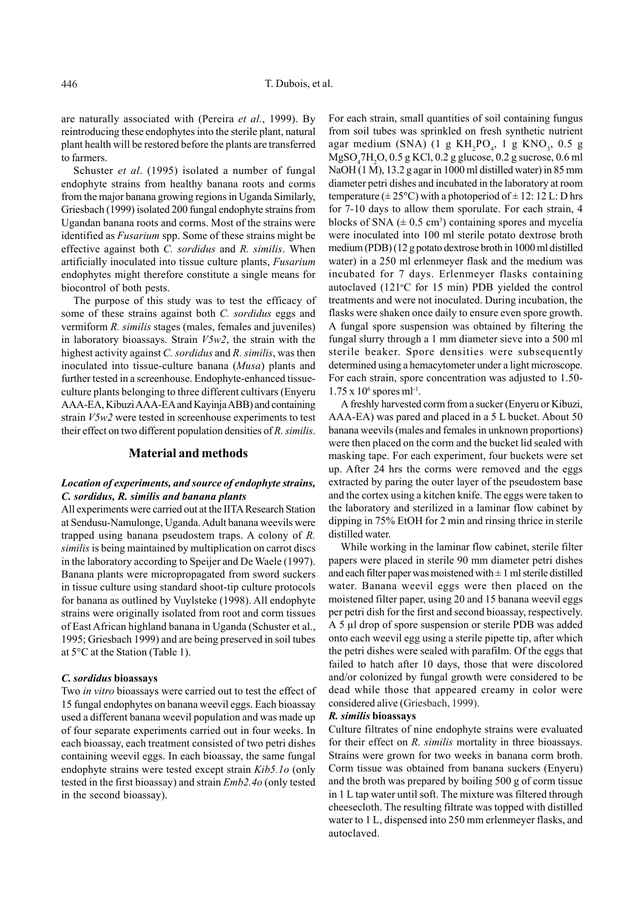are naturally associated with (Pereira *et al.*, 1999). By reintroducing these endophytes into the sterile plant, natural plant health will be restored before the plants are transferred to farmers.

Schuster *et al*. (1995) isolated a number of fungal endophyte strains from healthy banana roots and corms from the major banana growing regions in Uganda Similarly, Griesbach (1999) isolated 200 fungal endophyte strains from Ugandan banana roots and corms. Most of the strains were identified as *Fusarium* spp. Some of these strains might be effective against both *C. sordidus* and *R. similis*. When artificially inoculated into tissue culture plants, *Fusarium* endophytes might therefore constitute a single means for biocontrol of both pests.

The purpose of this study was to test the efficacy of some of these strains against both *C. sordidus* eggs and vermiform *R. similis* stages (males, females and juveniles) in laboratory bioassays. Strain *V5w2*, the strain with the highest activity against *C. sordidus* and *R. similis*, was then inoculated into tissue-culture banana (*Musa*) plants and further tested in a screenhouse. Endophyte-enhanced tissue-culture plants belonging to three different cultivars (Enyeru AAA-EA, Kibuzi AAA-EA and Kayinja ABB) and containing strain *V5w2* were tested in screenhouse experiments to test their effect on two different population densities of *R. similis*.

## Material and methods

### *Location of experiments, and source of endophyte strains, C. sordidus, R. similis and banana plants*

All experiments were carried out at the IITA Research Station at Sendusu-Namulonge, Uganda. Adult banana weevils were trapped using banana pseudostem traps. A colony of *R. similis* is being maintained by multiplication on carrot discs in the laboratory according to Speijer and De Waele (1997). Banana plants were micropropagated from sword suckers in tissue culture using standard shoot-tip culture protocols for banana as outlined by Vuylsteke (1998). All endophyte strains were originally isolated from root and corm tissues of East African highland banana in Uganda (Schuster et al., 1995; Griesbach 1999) and are being preserved in soil tubes at 5°C at the Station (Table 1).

### *C. sordidus* bioassays

Two *in vitro* bioassays were carried out to test the effect of 15 fungal endophytes on banana weevil eggs. Each bioassay used a different banana weevil population and was made up of four separate experiments carried out in four weeks. In each bioassay, each treatment consisted of two petri dishes containing weevil eggs. In each bioassay, the same fungal endophyte strains were tested except strain *Kib5.1o* (only tested in the first bioassay) and strain *Emb2.4o* (only tested in the second bioassay).

For each strain, small quantities of soil containing fungus from soil tubes was sprinkled on fresh synthetic nutrient agar medium (SNA) (1 g $KH_2PO_4$, 1 g $KNO_3$, 0.5 g $MgSO_4 7H_2O$, 0.5 g KCl, 0.2 g glucose, 0.2 g sucrose, 0.6 ml NaOH (1 M), 13.2 g agar in 1000 ml distilled water) in 85 mm diameter petri dishes and incubated in the laboratory at room temperature (± 25°C) with a photoperiod of ± 12: 12 L: D hrs for 7-10 days to allow them sporulate. For each strain, 4 blocks of SNA (± 0.5 $cm^3$) containing spores and mycelia were inoculated into 100 ml sterile potato dextrose broth medium (PDB) (12 g potato dextrose broth in 1000 ml distilled water) in a 250 ml erlenmeyer flask and the medium was incubated for 7 days. Erlenmeyer flasks containing autoclaved (121°C for 15 min) PDB yielded the control treatments and were not inoculated. During incubation, the flasks were shaken once daily to ensure even spore growth. A fungal spore suspension was obtained by filtering the fungal slurry through a 1 mm diameter sieve into a 500 ml sterile beaker. Spore densities were subsequently determined using a hemacytometer under a light microscope. For each strain, spore concentration was adjusted to 1.50-$1.75 \times 10^6$ spores $ml^{-1}$.

A freshly harvested corm from a sucker (Enyeru or Kibuzi, AAA-EA) was pared and placed in a 5 L bucket. About 50 banana weevils (males and females in unknown proportions) were then placed on the corm and the bucket lid sealed with masking tape. For each experiment, four buckets were set up. After 24 hrs the corms were removed and the eggs extracted by paring the outer layer of the pseudostem base and the cortex using a kitchen knife. The eggs were taken to the laboratory and sterilized in a laminar flow cabinet by dipping in 75% EtOH for 2 min and rinsing thrice in sterile distilled water.

While working in the laminar flow cabinet, sterile filter papers were placed in sterile 90 mm diameter petri dishes and each filter paper was moistened with ± 1 ml sterile distilled water. Banana weevil eggs were then placed on the moistened filter paper, using 20 and 15 banana weevil eggs per petri dish for the first and second bioassay, respectively. A 5 µl drop of spore suspension or sterile PDB was added onto each weevil egg using a sterile pipette tip, after which the petri dishes were sealed with parafilm. Of the eggs that failed to hatch after 10 days, those that were discolored and/or colonized by fungal growth were considered to be dead while those that appeared creamy in color were considered alive (Griesbach, 1999).

### *R. similis* bioassays

Culture filtrates of nine endophyte strains were evaluated for their effect on *R. similis* mortality in three bioassays. Strains were grown for two weeks in banana corm broth. Corm tissue was obtained from banana suckers (Enyeru) and the broth was prepared by boiling 500 g of corm tissue in 1 L tap water until soft. The mixture was filtered through cheesecloth. The resulting filtrate was topped with distilled water to 1 L, dispensed into 250 mm erlenmeyer flasks, and autoclaved.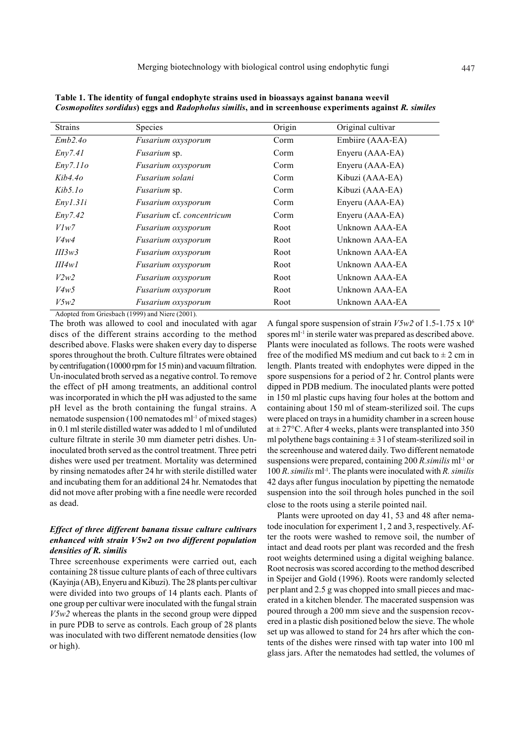**Table 1. The identity of fungal endophyte strains used in bioassays against banana weevil *Cosmopolites sordidus*) eggs and *Radopholus similis*, and in screenhouse experiments against *R. similes***

| Strains | Species | Origin | Original cultivar |
|---|---|---|---|
| *Emb2.4o* | *Fusarium oxysporum* | Corm | Embiire (AAA-EA) |
| *Eny7.41* | *Fusarium* sp. | Corm | Enyeru (AAA-EA) |
| *Eny7.11o* | *Fusarium oxysporum* | Corm | Enyeru (AAA-EA) |
| *Kib4.4o* | *Fusarium solani* | Corm | Kibuzi (AAA-EA) |
| *Kib5.1o* | *Fusarium* sp. | Corm | Kibuzi (AAA-EA) |
| *Eny1.31i* | *Fusarium oxysporum* | Corm | Enyeru (AAA-EA) |
| *Eny7.42* | *Fusarium* cf. *concentricum* | Corm | Enyeru (AAA-EA) |
| *V1w7* | *Fusarium oxysporum* | Root | Unknown AAA-EA |
| *V4w4* | *Fusarium oxysporum* | Root | Unknown AAA-EA |
| *III3w3* | *Fusarium oxysporum* | Root | Unknown AAA-EA |
| *III4w1* | *Fusarium oxysporum* | Root | Unknown AAA-EA |
| *V2w2* | *Fusarium oxysporum* | Root | Unknown AAA-EA |
| *V4w5* | *Fusarium oxysporum* | Root | Unknown AAA-EA |
| *V5w2* | *Fusarium oxysporum* | Root | Unknown AAA-EA |

Adopted from Griesbach (1999) and Niere (2001).

The broth was allowed to cool and inoculated with agar discs of the different strains according to the method described above. Flasks were shaken every day to disperse spores throughout the broth. Culture filtrates were obtained by centrifugation (10000 rpm for 15 min) and vacuum filtration. Un-inoculated broth served as a negative control. To remove the effect of pH among treatments, an additional control was incorporated in which the pH was adjusted to the same pH level as the broth containing the fungal strains. A nematode suspension (100 nematodes ml$^{-1}$ of mixed stages) in 0.1 ml sterile distilled water was added to 1 ml of undiluted culture filtrate in sterile 30 mm diameter petri dishes. Un-inoculated broth served as the control treatment. Three petri dishes were used per treatment. Mortality was determined by rinsing nematodes after 24 hr with sterile distilled water and incubating them for an additional 24 hr. Nematodes that did not move after probing with a fine needle were recorded as dead.

### *Effect of three different banana tissue culture cultivars enhanced with strain V5w2 on two different population densities of R. similis*

Three screenhouse experiments were carried out, each containing 28 tissue culture plants of each of three cultivars (Kayinja (AB), Enyeru and Kibuzi). The 28 plants per cultivar were divided into two groups of 14 plants each. Plants of one group per cultivar were inoculated with the fungal strain *V5w2* whereas the plants in the second group were dipped in pure PDB to serve as controls. Each group of 28 plants was inoculated with two different nematode densities (low or high).

A fungal spore suspension of strain *V5w2* of 1.5-1.75 x 10$^{6}$ spores ml$^{-1}$ in sterile water was prepared as described above. Plants were inoculated as follows. The roots were washed free of the modified MS medium and cut back to ± 2 cm in length. Plants treated with endophytes were dipped in the spore suspensions for a period of 2 hr. Control plants were dipped in PDB medium. The inoculated plants were potted in 150 ml plastic cups having four holes at the bottom and containing about 150 ml of steam-sterilized soil. The cups were placed on trays in a humidity chamber in a screen house at ± 27°C. After 4 weeks, plants were transplanted into 350 ml polythene bags containing ± 3 l of steam-sterilized soil in the screenhouse and watered daily. Two different nematode suspensions were prepared, containing 200 *R.similis* ml$^{-1}$ or 100 *R. similis* ml$^{-1}$. The plants were inoculated with *R. similis* 42 days after fungus inoculation by pipetting the nematode suspension into the soil through holes punched in the soil close to the roots using a sterile pointed nail.

Plants were uprooted on day 41, 53 and 48 after nematode inoculation for experiment 1, 2 and 3, respectively. After the roots were washed to remove soil, the number of intact and dead roots per plant was recorded and the fresh root weights determined using a digital weighing balance. Root necrosis was scored according to the method described in Speijer and Gold (1996). Roots were randomly selected per plant and 2.5 g was chopped into small pieces and macerated in a kitchen blender. The macerated suspension was poured through a 200 mm sieve and the suspension recovered in a plastic dish positioned below the sieve. The whole set up was allowed to stand for 24 hrs after which the contents of the dishes were rinsed with tap water into 100 ml glass jars. After the nematodes had settled, the volumes of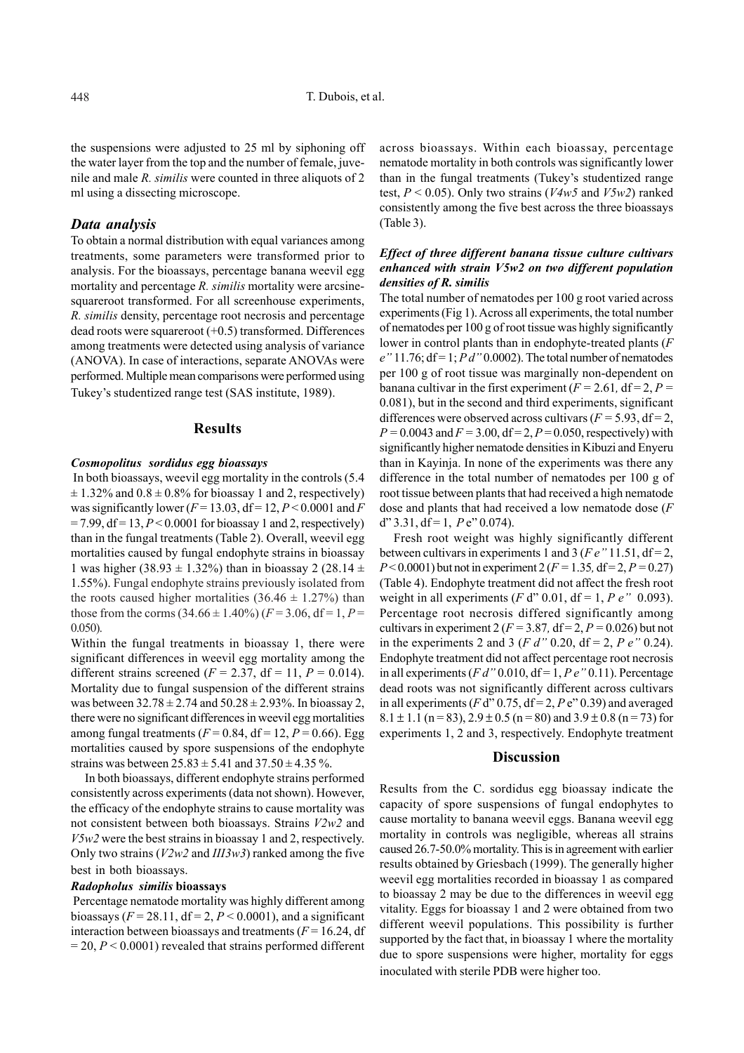the suspensions were adjusted to 25 ml by siphoning off the water layer from the top and the number of female, juvenile and male *R. similis* were counted in three aliquots of 2 ml using a dissecting microscope.

### *Data analysis*

To obtain a normal distribution with equal variances among treatments, some parameters were transformed prior to analysis. For the bioassays, percentage banana weevil egg mortality and percentage *R. similis* mortality were arcsine-squareroot transformed. For all screenhouse experiments, *R. similis* density, percentage root necrosis and percentage dead roots were squareroot (+0.5) transformed. Differences among treatments were detected using analysis of variance (ANOVA). In case of interactions, separate ANOVAs were performed. Multiple mean comparisons were performed using Tukey's studentized range test (SAS institute, 1989).

## Results

#### *Cosmopolitus sordidus egg bioassays*

In both bioassays, weevil egg mortality in the controls (5.4 ± 1.32% and 0.8 ± 0.8% for bioassay 1 and 2, respectively) was significantly lower ($F = 13.03$, df = 12, $P < 0.0001$ and $F = 7.99$, df = 13, $P < 0.0001$ for bioassay 1 and 2, respectively) than in the fungal treatments (Table 2). Overall, weevil egg mortalities caused by fungal endophyte strains in bioassay 1 was higher (38.93 ± 1.32%) than in bioassay 2 (28.14 ± 1.55%). Fungal endophyte strains previously isolated from the roots caused higher mortalities (36.46 ± 1.27%) than those from the corms (34.66 ± 1.40%) ($F = 3.06$, df = 1, $P = 0.050$).

Within the fungal treatments in bioassay 1, there were significant differences in weevil egg mortality among the different strains screened ($F = 2.37$, df = 11, $P = 0.014$). Mortality due to fungal suspension of the different strains was between 32.78 ± 2.74 and 50.28 ± 2.93%. In bioassay 2, there were no significant differences in weevil egg mortalities among fungal treatments ($F = 0.84$, df = 12, $P = 0.66$). Egg mortalities caused by spore suspensions of the endophyte strains was between 25.83 ± 5.41 and 37.50 ± 4.35 %.

In both bioassays, different endophyte strains performed consistently across experiments (data not shown). However, the efficacy of the endophyte strains to cause mortality was not consistent between both bioassays. Strains *V2w2* and *V5w2* were the best strains in bioassay 1 and 2, respectively. Only two strains (*V2w2* and *III3w3*) ranked among the five best in both bioassays.

#### *Radopholus similis* bioassays

Percentage nematode mortality was highly different among bioassays ($F = 28.11$, df = 2, $P < 0.0001$), and a significant interaction between bioassays and treatments ($F = 16.24$, df = 20, $P < 0.0001$) revealed that strains performed different across bioassays. Within each bioassay, percentage nematode mortality in both controls was significantly lower than in the fungal treatments (Tukey's studentized range test, $P < 0.05$). Only two strains (*V4w5* and *V5w2*) ranked consistently among the five best across the three bioassays (Table 3).

#### *Effect of three different banana tissue culture cultivars enhanced with strain V5w2 on two different population densities of R. similis*

The total number of nematodes per 100 g root varied across experiments (Fig 1). Across all experiments, the total number of nematodes per 100 g of root tissue was highly significantly lower in control plants than in endophyte-treated plants ($F \geq 11.76$; df = 1; $P \leq 0.0002$). The total number of nematodes per 100 g of root tissue was marginally non-dependent on banana cultivar in the first experiment ($F = 2.61$, df = 2, $P = 0.081$), but in the second and third experiments, significant differences were observed across cultivars ($F = 5.93$, df = 2, $P = 0.0043$ and $F = 3.00$, df = 2, $P = 0.050$, respectively) with significantly higher nematode densities in Kibuzi and Enyeru than in Kayinja. In none of the experiments was there any difference in the total number of nematodes per 100 g of root tissue between plants that had received a high nematode dose and plants that had received a low nematode dose ($F \leq 3.31$, df = 1, $P \geq 0.074$).

Fresh root weight was highly significantly different between cultivars in experiments 1 and 3 ($F \geq 11.51$, df = 2, $P < 0.0001$) but not in experiment 2 ($F = 1.35$, df = 2, $P = 0.27$) (Table 4). Endophyte treatment did not affect the fresh root weight in all experiments ($F \leq 0.01$, df = 1, $P \geq 0.093$). Percentage root necrosis differed significantly among cultivars in experiment 2 ($F = 3.87$, df = 2, $P = 0.026$) but not in the experiments 2 and 3 ($F \leq 0.20$, df = 2, $P \geq 0.24$). Endophyte treatment did not affect percentage root necrosis in all experiments ($F \leq 0.010$, df = 1, $P \geq 0.11$). Percentage dead roots was not significantly different across cultivars in all experiments ($F \leq 0.75$, df = 2, $P \geq 0.39$) and averaged 8.1 ± 1.1 (n = 83), 2.9 ± 0.5 (n = 80) and 3.9 ± 0.8 (n = 73) for experiments 1, 2 and 3, respectively. Endophyte treatment

## Discussion

Results from the C. sordidus egg bioassay indicate the capacity of spore suspensions of fungal endophytes to cause mortality to banana weevil eggs. Banana weevil egg mortality in controls was negligible, whereas all strains caused 26.7-50.0% mortality. This is in agreement with earlier results obtained by Griesbach (1999). The generally higher weevil egg mortalities recorded in bioassay 1 as compared to bioassay 2 may be due to the differences in weevil egg vitality. Eggs for bioassay 1 and 2 were obtained from two different weevil populations. This possibility is further supported by the fact that, in bioassay 1 where the mortality due to spore suspensions were higher, mortality for eggs inoculated with sterile PDB were higher too.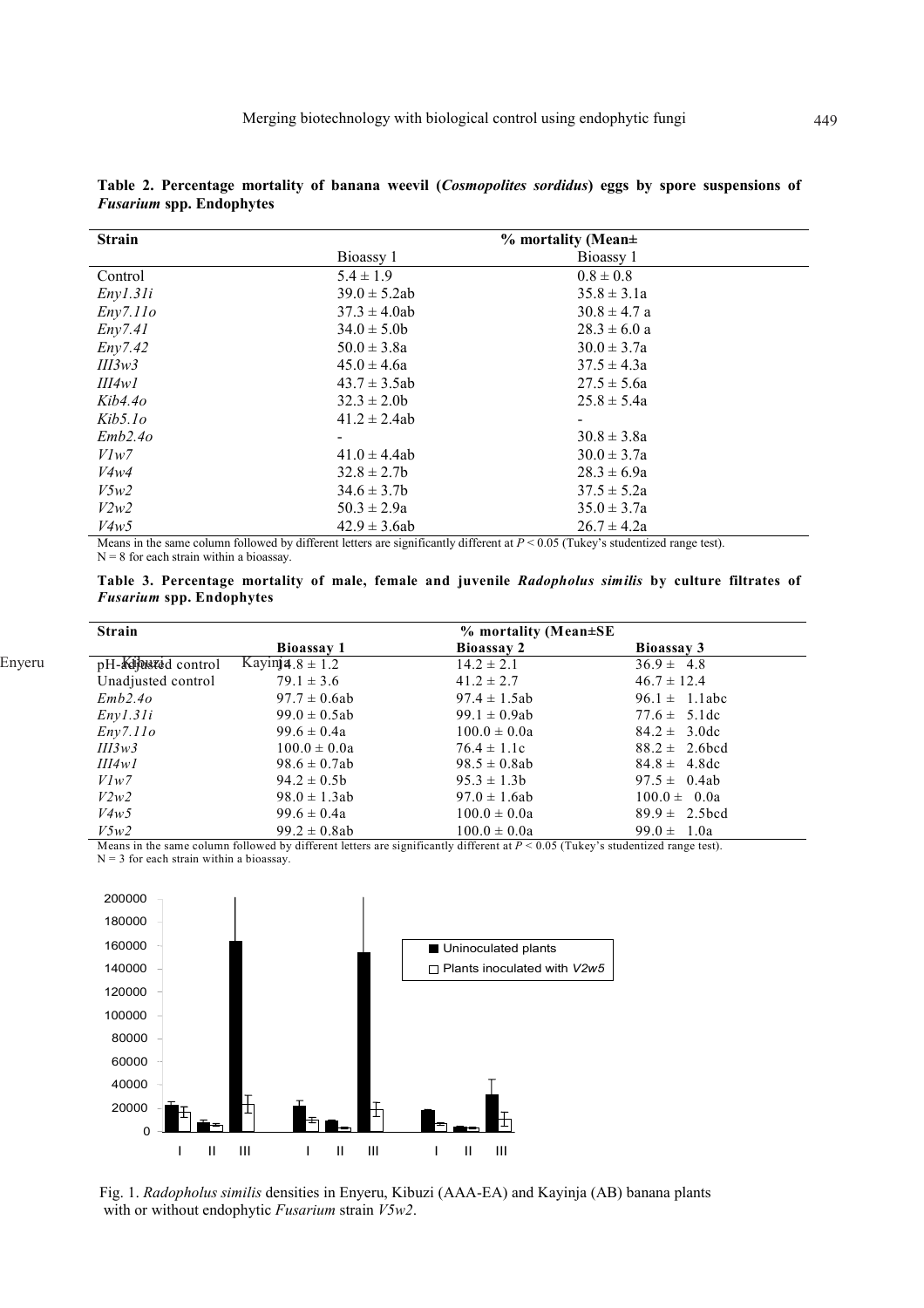**Table 2. Percentage mortality of banana weevil (*Cosmopolites sordidus*) eggs by spore suspensions of *Fusarium* spp. Endophytes**

| Strain | % mortality (Mean± | |
|---|---|---|
| | Bioassy 1 | Bioassy 1 |
| Control | 5.4 ± 1.9 | 0.8 ± 0.8 |
| *Eny1.31i* | 39.0 ± 5.2ab | 35.8 ± 3.1a |
| *Eny7.11o* | 37.3 ± 4.0ab | 30.8 ± 4.7 a |
| *Eny7.41* | 34.0 ± 5.0b | 28.3 ± 6.0 a |
| *Eny7.42* | 50.0 ± 3.8a | 30.0 ± 3.7a |
| *III3w3* | 45.0 ± 4.6a | 37.5 ± 4.3a |
| *III4w1* | 43.7 ± 3.5ab | 27.5 ± 5.6a |
| *Kib4.4o* | 32.3 ± 2.0b | 25.8 ± 5.4a |
| *Kib5.1o* | 41.2 ± 2.4ab | - |
| *Emb2.4o* | - | 30.8 ± 3.8a |
| *V1w7* | 41.0 ± 4.4ab | 30.0 ± 3.7a |
| *V4w4* | 32.8 ± 2.7b | 28.3 ± 6.9a |
| *V5w2* | 34.6 ± 3.7b | 37.5 ± 5.2a |
| *V2w2* | 50.3 ± 2.9a | 35.0 ± 3.7a |
| *V4w5* | 42.9 ± 3.6ab | 26.7 ± 4.2a |

Means in the same column followed by different letters are significantly different at $P < 0.05$ (Tukey's studentized range test).
N = 8 for each strain within a bioassay.

**Table 3. Percentage mortality of male, female and juvenile *Radopholus similis* by culture filtrates of *Fusarium* spp. Endophytes**

| Strain | % mortality (Mean±SE | | |
|---|---|---|---|
| | **Bioassay 1** | **Bioassay 2** | **Bioassay 3** |
| pH-adjusted control | 14.8 ± 1.2 | 14.2 ± 2.1 | 36.9 ± 4.8 |
| Unadjusted control | 79.1 ± 3.6 | 41.2 ± 2.7 | 46.7 ± 12.4 |
| *Emb2.4o* | 97.7 ± 0.6ab | 97.4 ± 1.5ab | 96.1 ± 1.1abc |
| *Eny1.31i* | 99.0 ± 0.5ab | 99.1 ± 0.9ab | 77.6 ± 5.1dc |
| *Eny7.11o* | 99.6 ± 0.4a | 100.0 ± 0.0a | 84.2 ± 3.0dc |
| *III3w3* | 100.0 ± 0.0a | 76.4 ± 1.1c | 88.2 ± 2.6bcd |
| *III4w1* | 98.6 ± 0.7ab | 98.5 ± 0.8ab | 84.8 ± 4.8dc |
| *V1w7* | 94.2 ± 0.5b | 95.3 ± 1.3b | 97.5 ± 0.4ab |
| *V2w2* | 98.0 ± 1.3ab | 97.0 ± 1.6ab | 100.0 ± 0.0a |
| *V4w5* | 99.6 ± 0.4a | 100.0 ± 0.0a | 89.9 ± 2.5bcd |
| *V5w2* | 99.2 ± 0.8ab | 100.0 ± 0.0a | 99.0 ± 1.0a |

Means in the same column followed by different letters are significantly different at $P < 0.05$ (Tukey's studentized range test).
N = 3 for each strain within a bioassay.

Fig. 1. *Radopholus similis* densities in Enyeru, Kibuzi (AAA-EA) and Kayinja (AB) banana plants with or without endophytic *Fusarium* strain *V5w2*.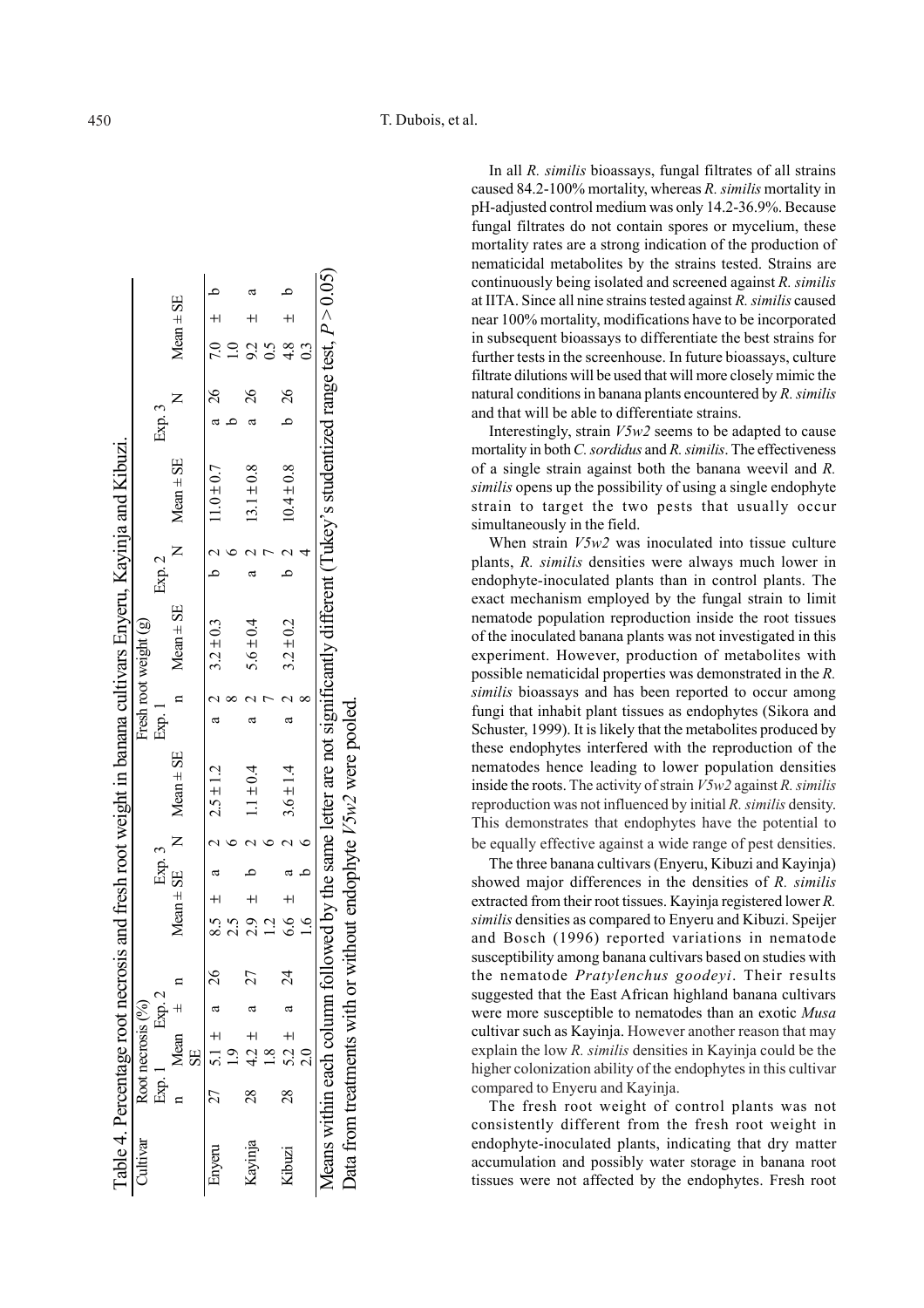Table 4. Percentage root necrosis and fresh root weight in banana cultivars Enyeru, Kayinja and Kibuzi.

| Cultivar | Root necrosis (%) | | | | | | | | Fresh root weight (g) | | | | | | | | |
|---|---|---|---|---|---|---|---|---|---|---|---|---|---|---|---|---|---|
| | Exp. 1 | | Exp. 2 | | Exp. 3 | | | | Exp. 1 | | | Exp. 2 | | | Exp. 3 | | |
| | n | Mean ± SE | | n | Mean ± SE | | N | Mean ± SE | | n | Mean ± SE | | N | Mean ± SE | | N | Mean ± SE |
| Enyeru | 27 | 5.1 ± 1.9 | a | 26 | 8.5 ± 2.5 | a | 2 6 | 2.5 ± 1.2 | a | 2 8 | 3.2 ± 0.3 | b | 2 6 | 11.0 ± 0.7 | a b | 26 | 7.0 ± 1.0 | b |
| Kayinja | 28 | 4.2 ± 1.8 | a | 27 | 2.9 ± 1.2 | b | 2 6 | 1.1 ± 0.4 | a | 2 7 | 5.6 ± 0.4 | a | 2 7 | 13.1 ± 0.8 | a | 26 | 9.2 ± 0.5 | a |
| Kibuzi | 28 | 5.2 ± 2.0 | a | 24 | 6.6 ± 1.6 | a b | 2 6 | 3.6 ± 1.4 | a | 2 8 | 3.2 ± 0.2 | b | 2 4 | 10.4 ± 0.8 | b | 26 | 4.8 ± 0.3 | b |

Means within each column followed by the same letter are not significantly different (Tukey's studentized range test, $P > 0.05$). Data from treatments with or without endophyte *V5w2* were pooled.

In all *R. similis* bioassays, fungal filtrates of all strains caused 84.2-100% mortality, whereas *R. similis* mortality in pH-adjusted control medium was only 14.2-36.9%. Because fungal filtrates do not contain spores or mycelium, these mortality rates are a strong indication of the production of nematicidal metabolites by the strains tested. Strains are continuously being isolated and screened against *R. similis* at IITA. Since all nine strains tested against *R. similis* caused near 100% mortality, modifications have to be incorporated in subsequent bioassays to differentiate the best strains for further tests in the screenhouse. In future bioassays, culture filtrate dilutions will be used that will more closely mimic the natural conditions in banana plants encountered by *R. similis* and that will be able to differentiate strains.

Interestingly, strain *V5w2* seems to be adapted to cause mortality in both *C. sordidus* and *R. similis*. The effectiveness of a single strain against both the banana weevil and *R. similis* opens up the possibility of using a single endophyte strain to target the two pests that usually occur simultaneously in the field.

When strain *V5w2* was inoculated into tissue culture plants, *R. similis* densities were always much lower in endophyte-inoculated plants than in control plants. The exact mechanism employed by the fungal strain to limit nematode population reproduction inside the root tissues of the inoculated banana plants was not investigated in this experiment. However, production of metabolites with possible nematicidal properties was demonstrated in the *R. similis* bioassays and has been reported to occur among fungi that inhabit plant tissues as endophytes (Sikora and Schuster, 1999). It is likely that the metabolites produced by these endophytes interfered with the reproduction of the nematodes hence leading to lower population densities inside the roots. The activity of strain *V5w2* against *R. similis* reproduction was not influenced by initial *R. similis* density. This demonstrates that endophytes have the potential to be equally effective against a wide range of pest densities.

The three banana cultivars (Enyeru, Kibuzi and Kayinja) showed major differences in the densities of *R. similis* extracted from their root tissues. Kayinja registered lower *R. similis* densities as compared to Enyeru and Kibuzi. Speijer and Bosch (1996) reported variations in nematode susceptibility among banana cultivars based on studies with the nematode *Pratylenchus goodeyi*. Their results suggested that the East African highland banana cultivars were more susceptible to nematodes than an exotic *Musa* cultivar such as Kayinja. However another reason that may explain the low *R. similis* densities in Kayinja could be the higher colonization ability of the endophytes in this cultivar compared to Enyeru and Kayinja.

The fresh root weight of control plants was not consistently different from the fresh root weight in endophyte-inoculated plants, indicating that dry matter accumulation and possibly water storage in banana root tissues were not affected by the endophytes. Fresh root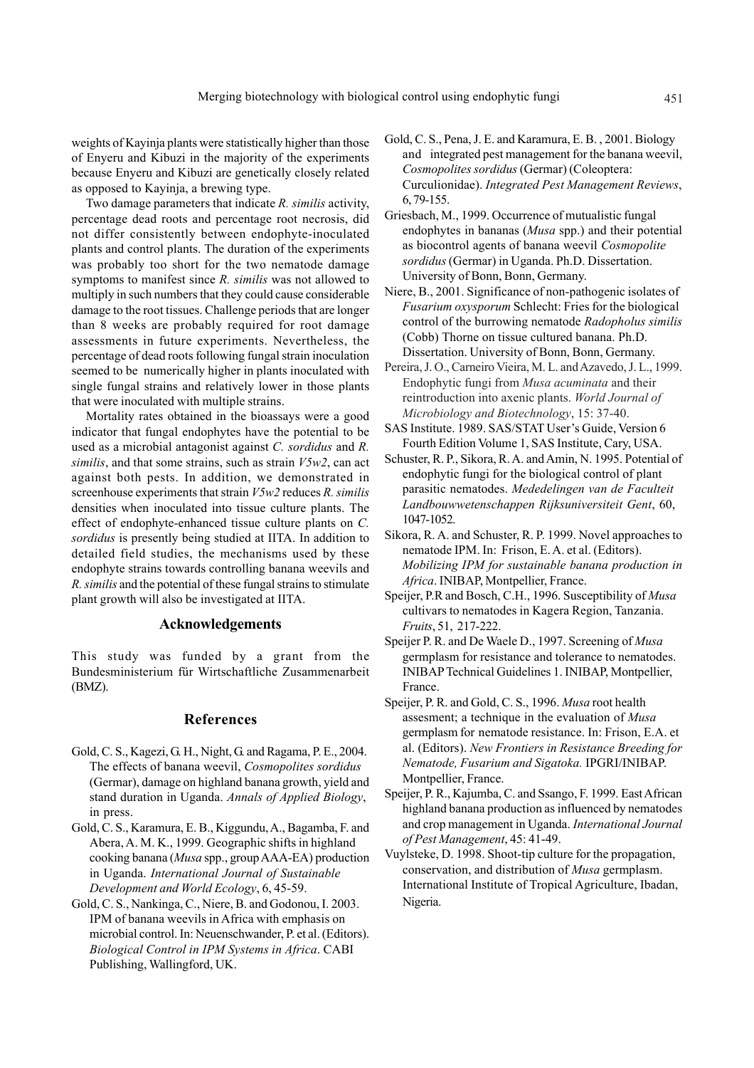weights of Kayinja plants were statistically higher than those of Enyeru and Kibuzi in the majority of the experiments because Enyeru and Kibuzi are genetically closely related as opposed to Kayinja, a brewing type.

Two damage parameters that indicate *R. similis* activity, percentage dead roots and percentage root necrosis, did not differ consistently between endophyte-inoculated plants and control plants. The duration of the experiments was probably too short for the two nematode damage symptoms to manifest since *R. similis* was not allowed to multiply in such numbers that they could cause considerable damage to the root tissues. Challenge periods that are longer than 8 weeks are probably required for root damage assessments in future experiments. Nevertheless, the percentage of dead roots following fungal strain inoculation seemed to be numerically higher in plants inoculated with single fungal strains and relatively lower in those plants that were inoculated with multiple strains.

Mortality rates obtained in the bioassays were a good indicator that fungal endophytes have the potential to be used as a microbial antagonist against *C. sordidus* and *R. similis*, and that some strains, such as strain *V5w2*, can act against both pests. In addition, we demonstrated in screenhouse experiments that strain *V5w2* reduces *R. similis* densities when inoculated into tissue culture plants. The effect of endophyte-enhanced tissue culture plants on *C. sordidus* is presently being studied at IITA. In addition to detailed field studies, the mechanisms used by these endophyte strains towards controlling banana weevils and *R. similis* and the potential of these fungal strains to stimulate plant growth will also be investigated at IITA.

## Acknowledgements

This study was funded by a grant from the Bundesministerium für Wirtschaftliche Zusammenarbeit (BMZ).

## References

Gold, C. S., Kagezi, G. H., Night, G. and Ragama, P. E., 2004. The effects of banana weevil, *Cosmopolites sordidus* (Germar), damage on highland banana growth, yield and stand duration in Uganda. *Annals of Applied Biology*, in press.

Gold, C. S., Karamura, E. B., Kiggundu, A., Bagamba, F. and Abera, A. M. K., 1999. Geographic shifts in highland cooking banana (*Musa* spp., group AAA-EA) production in Uganda. *International Journal of Sustainable Development and World Ecology*, 6, 45-59.

Gold, C. S., Nankinga, C., Niere, B. and Godonou, I. 2003. IPM of banana weevils in Africa with emphasis on microbial control. In: Neuenschwander, P. et al. (Editors). *Biological Control in IPM Systems in Africa*. CABI Publishing, Wallingford, UK.

Gold, C. S., Pena, J. E. and Karamura, E. B. , 2001. Biology and integrated pest management for the banana weevil, *Cosmopolites sordidus* (Germar) (Coleoptera: Curculionidae). *Integrated Pest Management Reviews*, 6, 79-155.

Griesbach, M., 1999. Occurrence of mutualistic fungal endophytes in bananas (*Musa* spp.) and their potential as biocontrol agents of banana weevil *Cosmopolite sordidus* (Germar) in Uganda. Ph.D. Dissertation. University of Bonn, Bonn, Germany.

Niere, B., 2001. Significance of non-pathogenic isolates of *Fusarium oxysporum* Schlecht: Fries for the biological control of the burrowing nematode *Radopholus similis* (Cobb) Thorne on tissue cultured banana. Ph.D. Dissertation. University of Bonn, Bonn, Germany.

Pereira, J. O., Carneiro Vieira, M. L. and Azavedo, J. L., 1999. Endophytic fungi from *Musa acuminata* and their reintroduction into axenic plants. *World Journal of Microbiology and Biotechnology*, 15: 37-40.

SAS Institute. 1989. SAS/STAT User's Guide, Version 6 Fourth Edition Volume 1, SAS Institute, Cary, USA.

Schuster, R. P., Sikora, R. A. and Amin, N. 1995. Potential of endophytic fungi for the biological control of plant parasitic nematodes. *Mededelingen van de Faculteit Landbouwwetenschappen Rijksuniversiteit Gent*, 60, 1047-1052.

Sikora, R. A. and Schuster, R. P. 1999. Novel approaches to nematode IPM. In: Frison, E. A. et al. (Editors). *Mobilizing IPM for sustainable banana production in Africa*. INIBAP, Montpellier, France.

Speijer, P.R and Bosch, C.H., 1996. Susceptibility of *Musa* cultivars to nematodes in Kagera Region, Tanzania. *Fruits*, 51, 217-222.

Speijer P. R. and De Waele D., 1997. Screening of *Musa* germplasm for resistance and tolerance to nematodes. INIBAP Technical Guidelines 1. INIBAP, Montpellier, France.

Speijer, P. R. and Gold, C. S., 1996. *Musa* root health assesment; a technique in the evaluation of *Musa* germplasm for nematode resistance. In: Frison, E.A. et al. (Editors). *New Frontiers in Resistance Breeding for Nematode, Fusarium and Sigatoka.* IPGRI/INIBAP. Montpellier, France.

Speijer, P. R., Kajumba, C. and Ssango, F. 1999. East African highland banana production as influenced by nematodes and crop management in Uganda. *International Journal of Pest Management*, 45: 41-49.

Vuylsteke, D. 1998. Shoot-tip culture for the propagation, conservation, and distribution of *Musa* germplasm. International Institute of Tropical Agriculture, Ibadan, Nigeria.